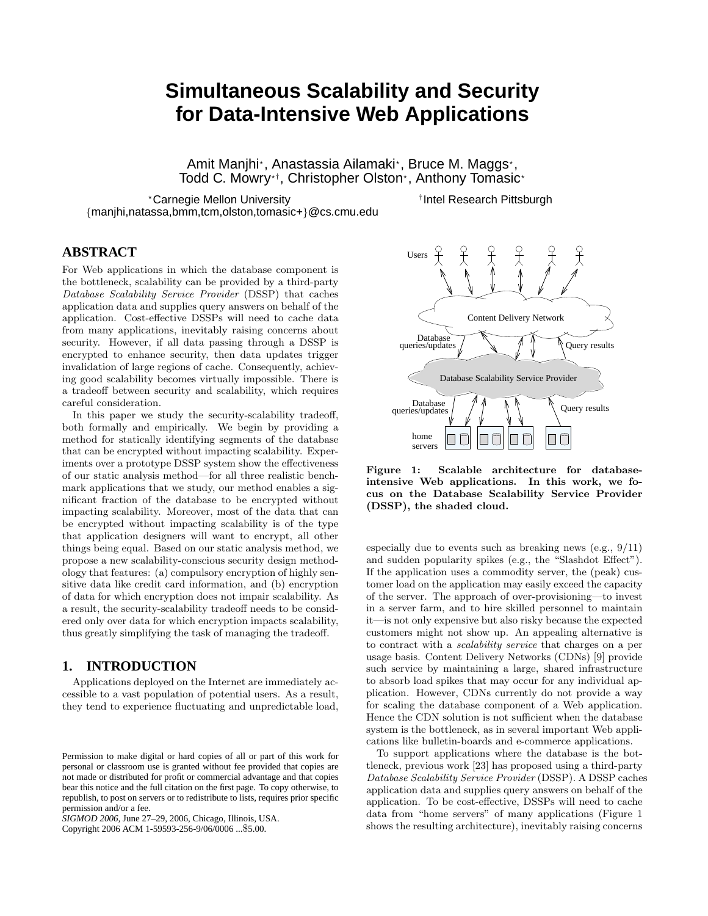# Simultaneous Scalability and Security for Data-Intensive Web Applications

Amit Manjhi*, Anastassia Ailamaki*, Bruce M. Maggs*, Todd C. Mowry*†, Christopher Olston*, Anthony Tomasic*

*Carnegie Mellon University
{manjhi,natassa,bmm,tcm,olston,tomasic+}@cs.cmu.edu

†Intel Research Pittsburgh

## ABSTRACT

For Web applications in which the database component is the bottleneck, scalability can be provided by a third-party *Database Scalability Service Provider* (DSSP) that caches application data and supplies query answers on behalf of the application. Cost-effective DSSPs will need to cache data from many applications, inevitably raising concerns about security. However, if all data passing through a DSSP is encrypted to enhance security, then data updates trigger invalidation of large regions of cache. Consequently, achieving good scalability becomes virtually impossible. There is a tradeoff between security and scalability, which requires careful consideration.

In this paper we study the security-scalability tradeoff, both formally and empirically. We begin by providing a method for statically identifying segments of the database that can be encrypted without impacting scalability. Experiments over a prototype DSSP system show the effectiveness of our static analysis method—for all three realistic benchmark applications that we study, our method enables a significant fraction of the database to be encrypted without impacting scalability. Moreover, most of the data that can be encrypted without impacting scalability is of the type that application designers will want to encrypt, all other things being equal. Based on our static analysis method, we propose a new scalability-conscious security design methodology that features: (a) compulsory encryption of highly sensitive data like credit card information, and (b) encryption of data for which encryption does not impair scalability. As a result, the security-scalability tradeoff needs to be considered only over data for which encryption impacts scalability, thus greatly simplifying the task of managing the tradeoff.

## 1. INTRODUCTION

Applications deployed on the Internet are immediately accessible to a vast population of potential users. As a result, they tend to experience fluctuating and unpredictable load, especially due to events such as breaking news (e.g., 9/11) and sudden popularity spikes (e.g., the "Slashdot Effect"). If the application uses a commodity server, the (peak) customer load on the application may easily exceed the capacity of the server. The approach of over-provisioning—to invest in a server farm, and to hire skilled personnel to maintain it—is not only expensive but also risky because the expected customers might not show up. An appealing alternative is to contract with a *scalability service* that charges on a per usage basis. Content Delivery Networks (CDNs) [9] provide such service by maintaining a large, shared infrastructure to absorb load spikes that may occur for any individual application. However, CDNs currently do not provide a way for scaling the database component of a Web application. Hence the CDN solution is not sufficient when the database system is the bottleneck, as in several important Web applications like bulletin-boards and e-commerce applications.

Users

Content Delivery Network

Database queries/updates

Query results

Database Scalability Service Provider

Database queries/updates

Query results

home servers

**Figure 1: Scalable architecture for database-intensive Web applications. In this work, we focus on the Database Scalability Service Provider (DSSP), the shaded cloud.**

To support applications where the database is the bottleneck, previous work [23] has proposed using a third-party *Database Scalability Service Provider* (DSSP). A DSSP caches application data and supplies query answers on behalf of the application. To be cost-effective, DSSPs will need to cache data from "home servers" of many applications (Figure 1 shows the resulting architecture), inevitably raising concerns

Permission to make digital or hard copies of all or part of this work for personal or classroom use is granted without fee provided that copies are not made or distributed for profit or commercial advantage and that copies bear this notice and the full citation on the first page. To copy otherwise, to republish, to post on servers or to redistribute to lists, requires prior specific permission and/or a fee.
*SIGMOD 2006*, June 27–29, 2006, Chicago, Illinois, USA.
Copyright 2006 ACM 1-59593-256-9/06/0006 ...$5.00.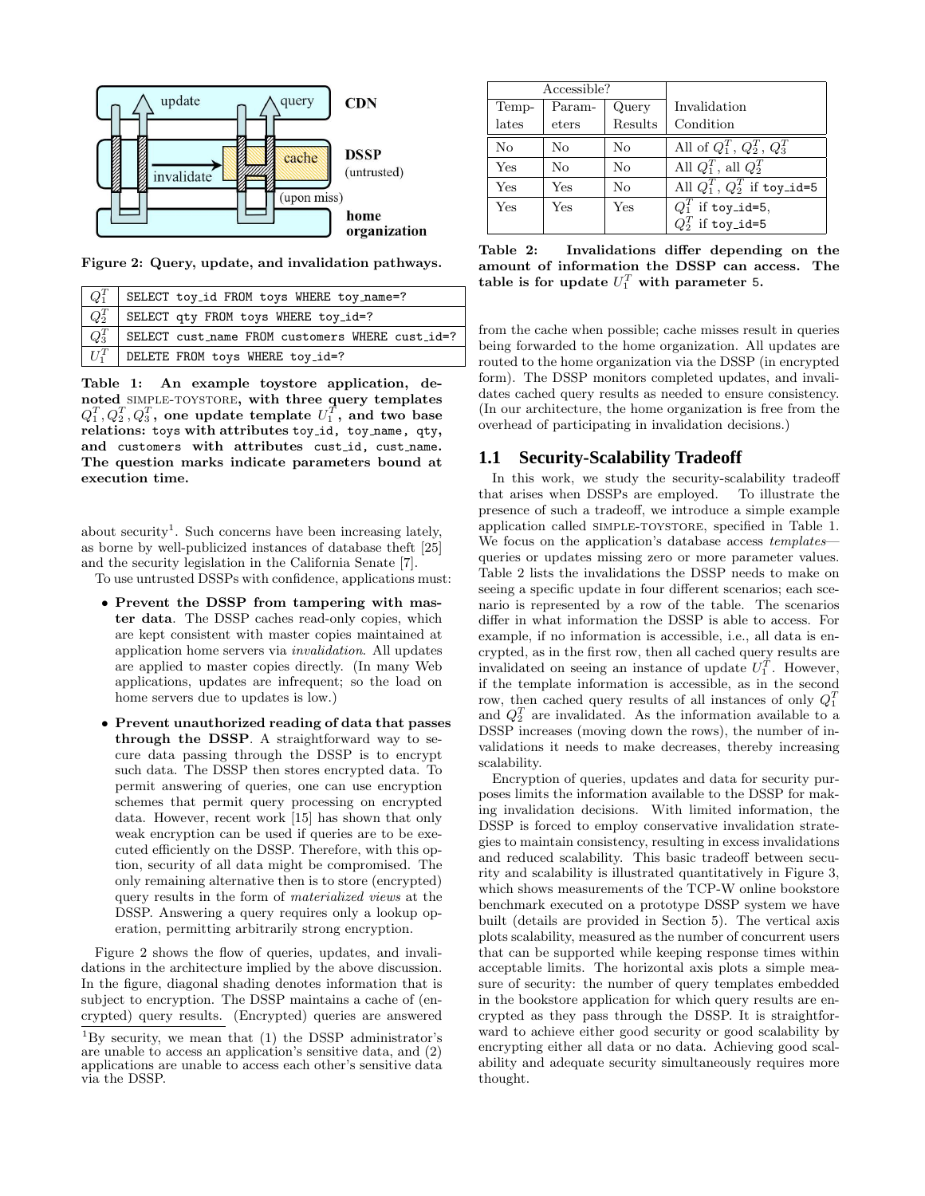Figure 2: Query, update, and invalidation pathways.

| | |
|---|---|
| $Q_1^T$ | `SELECT toy_id FROM toys WHERE toy_name=?` |
| $Q_2^T$ | `SELECT qty FROM toys WHERE toy_id=?` |
| $Q_3^T$ | `SELECT cust_name FROM customers WHERE cust_id=?` |
| $U_1^T$ | `DELETE FROM toys WHERE toy_id=?` |

**Table 1: An example toystore application, denoted SIMPLE-TOYSTORE, with three query templates $Q_1^T, Q_2^T, Q_3^T$, one update template $U_1^T$, and two base relations: `toys` with attributes `toy_id`, `toy_name`, `qty`, and `customers` with attributes `cust_id`, `cust_name`. The question marks indicate parameters bound at execution time.**

about security[1]. Such concerns have been increasing lately, as borne by well-publicized instances of database theft [25] and the security legislation in the California Senate [7].

To use untrusted DSSPs with confidence, applications must:

- **Prevent the DSSP from tampering with master data**. The DSSP caches read-only copies, which are kept consistent with master copies maintained at application home servers via *invalidation*. All updates are applied to master copies directly. (In many Web applications, updates are infrequent; so the load on home servers due to updates is low.)
- **Prevent unauthorized reading of data that passes through the DSSP**. A straightforward way to secure data passing through the DSSP is to encrypt such data. The DSSP then stores encrypted data. To permit answering of queries, one can use encryption schemes that permit query processing on encrypted data. However, recent work [15] has shown that only weak encryption can be used if queries are to be executed efficiently on the DSSP. Therefore, with this option, security of all data might be compromised. The only remaining alternative then is to store (encrypted) query results in the form of *materialized views* at the DSSP. Answering a query requires only a lookup operation, permitting arbitrarily strong encryption.

Figure 2 shows the flow of queries, updates, and invalidations in the architecture implied by the above discussion. In the figure, diagonal shading denotes information that is subject to encryption. The DSSP maintains a cache of (encrypted) query results. (Encrypted) queries are answered from the cache when possible; cache misses result in queries being forwarded to the home organization. All updates are routed to the home organization via the DSSP (in encrypted form). The DSSP monitors completed updates, and invalidates cached query results as needed to ensure consistency. (In our architecture, the home organization is free from the overhead of participating in invalidation decisions.)

[1] By security, we mean that (1) the DSSP administrator's are unable to access an application's sensitive data, and (2) applications are unable to access each other's sensitive data via the DSSP.

| Accessible? | | | Invalidation Condition |
|---|---|---|---|
| Templates | Parameters | Query Results | |
| No | No | No | All of $Q_1^T$, $Q_2^T$, $Q_3^T$ |
| Yes | No | No | All $Q_1^T$, all $Q_2^T$ |
| Yes | Yes | No | All $Q_1^T$, $Q_2^T$ if `toy_id=5` |
| Yes | Yes | Yes | $Q_1^T$ if `toy_id=5`, $Q_2^T$ if `toy_id=5` |

**Table 2: Invalidations differ depending on the amount of information the DSSP can access. The table is for update $U_1^T$ with parameter 5.**

## 1.1 Security-Scalability Tradeoff

In this work, we study the security-scalability tradeoff that arises when DSSPs are employed. To illustrate the presence of such a tradeoff, we introduce a simple example application called SIMPLE-TOYSTORE, specified in Table 1. We focus on the application's database access *templates*—queries or updates missing zero or more parameter values. Table 2 lists the invalidations the DSSP needs to make on seeing a specific update in four different scenarios; each scenario is represented by a row of the table. The scenarios differ in what information the DSSP is able to access. For example, if no information is accessible, i.e., all data is encrypted, as in the first row, then all cached query results are invalidated on seeing an instance of update $U_1^T$. However, if the template information is accessible, as in the second row, then cached query results of all instances of only $Q_1^T$ and $Q_2^T$ are invalidated. As the information available to a DSSP increases (moving down the rows), the number of invalidations it needs to make decreases, thereby increasing scalability.

Encryption of queries, updates and data for security purposes limits the information available to the DSSP for making invalidation decisions. With limited information, the DSSP is forced to employ conservative invalidation strategies to maintain consistency, resulting in excess invalidations and reduced scalability. This basic tradeoff between security and scalability is illustrated quantitatively in Figure 3, which shows measurements of the TCP-W online bookstore benchmark executed on a prototype DSSP system we have built (details are provided in Section 5). The vertical axis plots scalability, measured as the number of concurrent users that can be supported while keeping response times within acceptable limits. The horizontal axis plots a simple measure of security: the number of query templates embedded in the bookstore application for which query results are encrypted as they pass through the DSSP. It is straightforward to achieve either good security or good scalability by encrypting either all data or no data. Achieving good scalability and adequate security simultaneously requires more thought.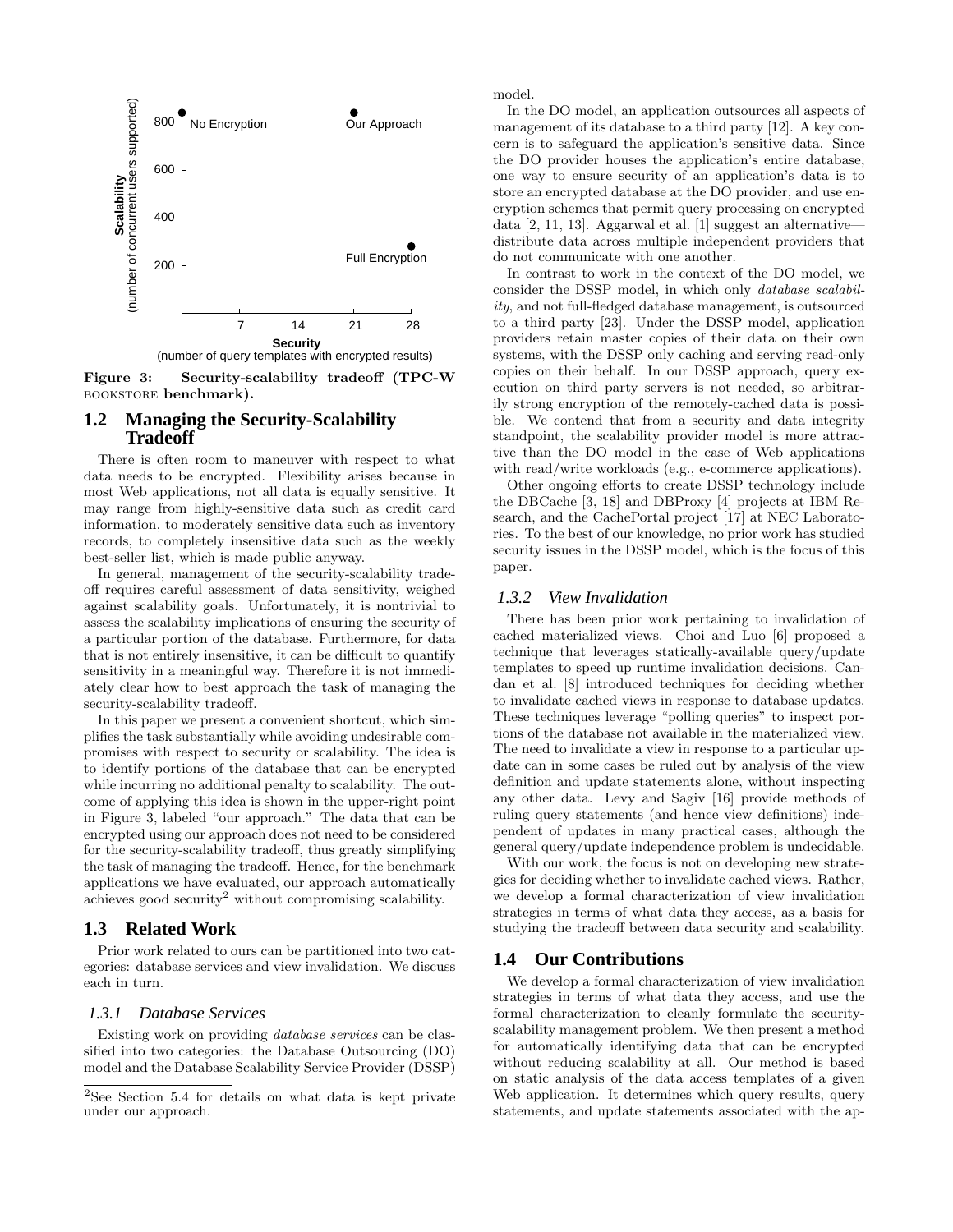Scalability
(number of concurrent users supported)

800

600

400

200

No Encryption

Our Approach

Full Encryption

7 14 21 28

Security
(number of query templates with encrypted results)

**Figure 3: Security-scalability tradeoff (TPC-W BOOKSTORE benchmark).**

## 1.2 Managing the Security-Scalability Tradeoff

There is often room to maneuver with respect to what data needs to be encrypted. Flexibility arises because in most Web applications, not all data is equally sensitive. It may range from highly-sensitive data such as credit card information, to moderately sensitive data such as inventory records, to completely insensitive data such as the weekly best-seller list, which is made public anyway.

In general, management of the security-scalability tradeoff requires careful assessment of data sensitivity, weighed against scalability goals. Unfortunately, it is nontrivial to assess the scalability implications of ensuring the security of a particular portion of the database. Furthermore, for data that is not entirely insensitive, it can be difficult to quantify sensitivity in a meaningful way. Therefore it is not immediately clear how to best approach the task of managing the security-scalability tradeoff.

In this paper we present a convenient shortcut, which simplifies the task substantially while avoiding undesirable compromises with respect to security or scalability. The idea is to identify portions of the database that can be encrypted while incurring no additional penalty to scalability. The outcome of applying this idea is shown in the upper-right point in Figure 3, labeled "our approach." The data that can be encrypted using our approach does not need to be considered for the security-scalability tradeoff, thus greatly simplifying the task of managing the tradeoff. Hence, for the benchmark applications we have evaluated, our approach automatically achieves good security[2] without compromising scalability.

## 1.3 Related Work

Prior work related to ours can be partitioned into two categories: database services and view invalidation. We discuss each in turn.

### 1.3.1 Database Services

Existing work on providing *database services* can be classified into two categories: the Database Outsourcing (DO) model and the Database Scalability Service Provider (DSSP) model.

In the DO model, an application outsources all aspects of management of its database to a third party [12]. A key concern is to safeguard the application's sensitive data. Since the DO provider houses the application's entire database, one way to ensure security of an application's data is to store an encrypted database at the DO provider, and use encryption schemes that permit query processing on encrypted data [2, 11, 13]. Aggarwal et al. [1] suggest an alternative—distribute data across multiple independent providers that do not communicate with one another.

In contrast to work in the context of the DO model, we consider the DSSP model, in which only *database scalability*, and not full-fledged database management, is outsourced to a third party [23]. Under the DSSP model, application providers retain master copies of their data on their own systems, with the DSSP only caching and serving read-only copies on their behalf. In our DSSP approach, query execution on third party servers is not needed, so arbitrarily strong encryption of the remotely-cached data is possible. We contend that from a security and data integrity standpoint, the scalability provider model is more attractive than the DO model in the case of Web applications with read/write workloads (e.g., e-commerce applications).

Other ongoing efforts to create DSSP technology include the DBCache [3, 18] and DBProxy [4] projects at IBM Research, and the CachePortal project [17] at NEC Laboratories. To the best of our knowledge, no prior work has studied security issues in the DSSP model, which is the focus of this paper.

### 1.3.2 View Invalidation

There has been prior work pertaining to invalidation of cached materialized views. Choi and Luo [6] proposed a technique that leverages statically-available query/update templates to speed up runtime invalidation decisions. Candan et al. [8] introduced techniques for deciding whether to invalidate cached views in response to database updates. These techniques leverage "polling queries" to inspect portions of the database not available in the materialized view. The need to invalidate a view in response to a particular update can in some cases be ruled out by analysis of the view definition and update statements alone, without inspecting any other data. Levy and Sagiv [16] provide methods of ruling query statements (and hence view definitions) independent of updates in many practical cases, although the general query/update independence problem is undecidable.

With our work, the focus is not on developing new strategies for deciding whether to invalidate cached views. Rather, we develop a formal characterization of view invalidation strategies in terms of what data they access, as a basis for studying the tradeoff between data security and scalability.

## 1.4 Our Contributions

We develop a formal characterization of view invalidation strategies in terms of what data they access, and use the formal characterization to cleanly formulate the security-scalability management problem. We then present a method for automatically identifying data that can be encrypted without reducing scalability at all. Our method is based on static analysis of the data access templates of a given Web application. It determines which query results, query statements, and update statements associated with the ap-

[2] See Section 5.4 for details on what data is kept private under our approach.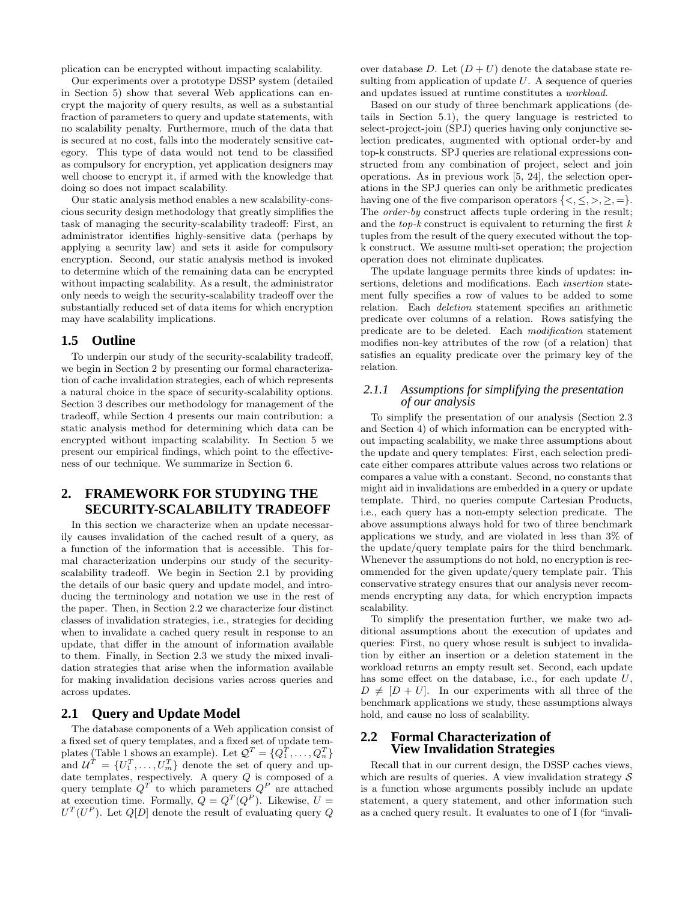plication can be encrypted without impacting scalability.

Our experiments over a prototype DSSP system (detailed in Section 5) show that several Web applications can encrypt the majority of query results, as well as a substantial fraction of parameters to query and update statements, with no scalability penalty. Furthermore, much of the data that is secured at no cost, falls into the moderately sensitive category. This type of data would not tend to be classified as compulsory for encryption, yet application designers may well choose to encrypt it, if armed with the knowledge that doing so does not impact scalability.

Our static analysis method enables a new scalability-conscious security design methodology that greatly simplifies the task of managing the security-scalability tradeoff: First, an administrator identifies highly-sensitive data (perhaps by applying a security law) and sets it aside for compulsory encryption. Second, our static analysis method is invoked to determine which of the remaining data can be encrypted without impacting scalability. As a result, the administrator only needs to weigh the security-scalability tradeoff over the substantially reduced set of data items for which encryption may have scalability implications.

## 1.5 Outline

To underpin our study of the security-scalability tradeoff, we begin in Section 2 by presenting our formal characterization of cache invalidation strategies, each of which represents a natural choice in the space of security-scalability options. Section 3 describes our methodology for management of the tradeoff, while Section 4 presents our main contribution: a static analysis method for determining which data can be encrypted without impacting scalability. In Section 5 we present our empirical findings, which point to the effectiveness of our technique. We summarize in Section 6.

# 2. FRAMEWORK FOR STUDYING THE SECURITY-SCALABILITY TRADEOFF

In this section we characterize when an update necessarily causes invalidation of the cached result of a query, as a function of the information that is accessible. This formal characterization underpins our study of the security-scalability tradeoff. We begin in Section 2.1 by providing the details of our basic query and update model, and introducing the terminology and notation we use in the rest of the paper. Then, in Section 2.2 we characterize four distinct classes of invalidation strategies, i.e., strategies for deciding when to invalidate a cached query result in response to an update, that differ in the amount of information available to them. Finally, in Section 2.3 we study the mixed invalidation strategies that arise when the information available for making invalidation decisions varies across queries and across updates.

## 2.1 Query and Update Model

The database components of a Web application consist of a fixed set of query templates, and a fixed set of update templates (Table 1 shows an example). Let $\mathcal{Q}^T = \{Q_1^T, \ldots, Q_n^T\}$ and $\mathcal{U}^T = \{U_1^T, \ldots, U_m^T\}$ denote the set of query and update templates, respectively. A query $Q$ is composed of a query template $Q^T$ to which parameters $Q^P$ are attached at execution time. Formally, $Q = Q^T(Q^P)$. Likewise, $U = U^T(U^P)$. Let $Q[D]$ denote the result of evaluating query $Q$ over database $D$. Let $(D + U)$ denote the database state resulting from application of update $U$. A sequence of queries and updates issued at runtime constitutes a *workload*.

Based on our study of three benchmark applications (details in Section 5.1), the query language is restricted to select-project-join (SPJ) queries having only conjunctive selection predicates, augmented with optional order-by and top-k constructs. SPJ queries are relational expressions constructed from any combination of project, select and join operations. As in previous work [5, 24], the selection operations in the SPJ queries can only be arithmetic predicates having one of the five comparison operators $\{<, \leq, >, \geq, =\}$. The *order-by* construct affects tuple ordering in the result; and the *top-k* construct is equivalent to returning the first $k$ tuples from the result of the query executed without the top-k construct. We assume multi-set operation; the projection operation does not eliminate duplicates.

The update language permits three kinds of updates: insertions, deletions and modifications. Each *insertion* statement fully specifies a row of values to be added to some relation. Each *deletion* statement specifies an arithmetic predicate over columns of a relation. Rows satisfying the predicate are to be deleted. Each *modification* statement modifies non-key attributes of the row (of a relation) that satisfies an equality predicate over the primary key of the relation.

### 2.1.1 Assumptions for simplifying the presentation of our analysis

To simplify the presentation of our analysis (Section 2.3 and Section 4) of which information can be encrypted without impacting scalability, we make three assumptions about the update and query templates: First, each selection predicate either compares attribute values across two relations or compares a value with a constant. Second, no constants that might aid in invalidations are embedded in a query or update template. Third, no queries compute Cartesian Products, i.e., each query has a non-empty selection predicate. The above assumptions always hold for two of three benchmark applications we study, and are violated in less than 3% of the update/query template pairs for the third benchmark. Whenever the assumptions do not hold, no encryption is recommended for the given update/query template pair. This conservative strategy ensures that our analysis never recommends encrypting any data, for which encryption impacts scalability.

To simplify the presentation further, we make two additional assumptions about the execution of updates and queries: First, no query whose result is subject to invalidation by either an insertion or a deletion statement in the workload returns an empty result set. Second, each update has some effect on the database, i.e., for each update $U$, $D \neq [D + U]$. In our experiments with all three of the benchmark applications we study, these assumptions always hold, and cause no loss of scalability.

## 2.2 Formal Characterization of View Invalidation Strategies

Recall that in our current design, the DSSP caches views, which are results of queries. A view invalidation strategy $\mathcal{S}$ is a function whose arguments possibly include an update statement, a query statement, and other information such as a cached query result. It evaluates to one of I (for "invali-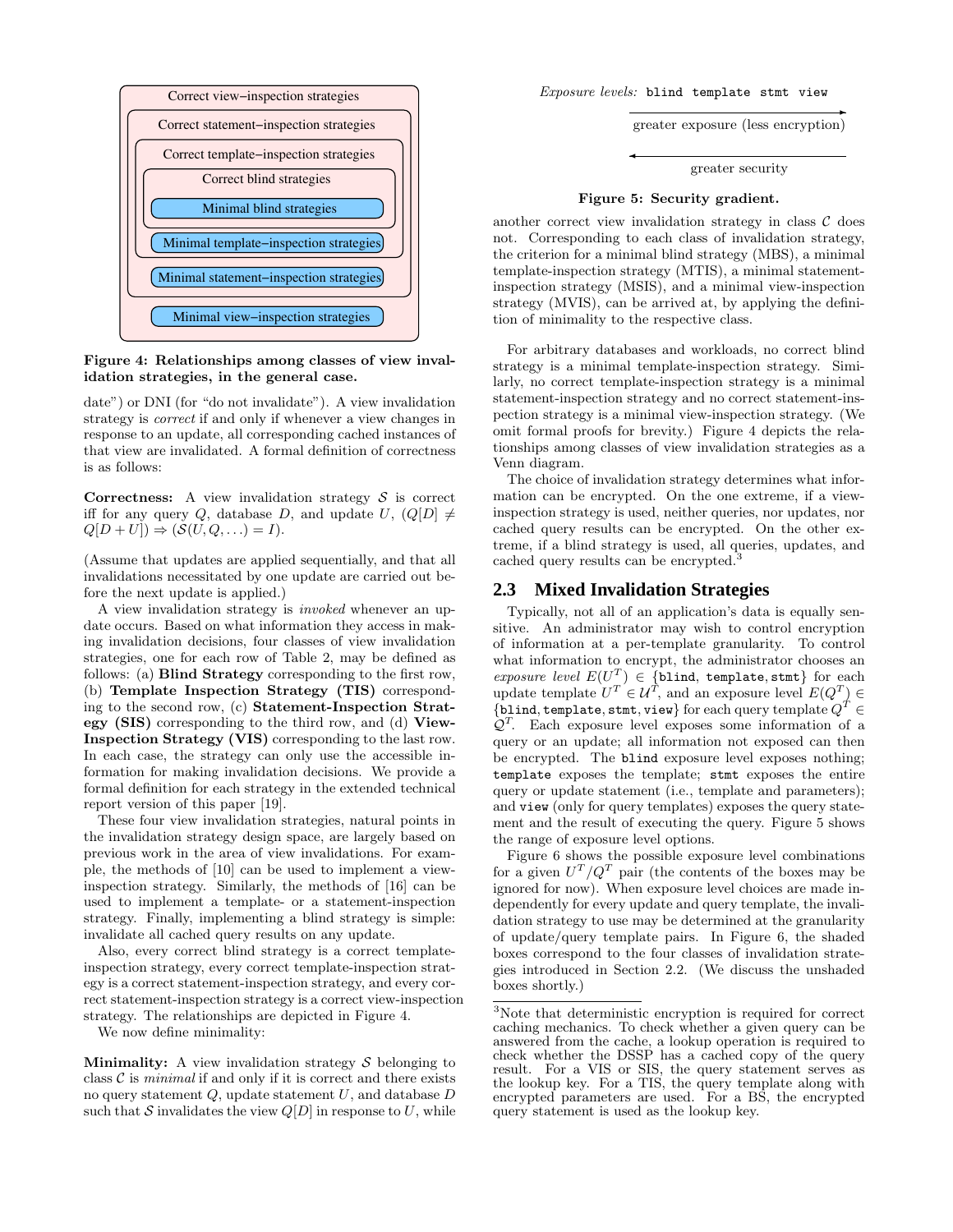Figure 4: Relationships among classes of view invalidation strategies, in the general case.

date") or DNI (for "do not invalidate"). A view invalidation strategy is *correct* if and only if whenever a view changes in response to an update, all corresponding cached instances of that view are invalidated. A formal definition of correctness is as follows:

**Correctness:** A view invalidation strategy $\mathcal{S}$ is correct iff for any query $Q$, database $D$, and update $U$, $(Q[D] \neq Q[D+U]) \Rightarrow (\mathcal{S}(U, Q, \ldots) = I)$.

(Assume that updates are applied sequentially, and that all invalidations necessitated by one update are carried out before the next update is applied.)

A view invalidation strategy is *invoked* whenever an update occurs. Based on what information they access in making invalidation decisions, four classes of view invalidation strategies, one for each row of Table 2, may be defined as follows: (a) **Blind Strategy** corresponding to the first row, (b) **Template Inspection Strategy (TIS)** corresponding to the second row, (c) **Statement-Inspection Strategy (SIS)** corresponding to the third row, and (d) **View-Inspection Strategy (VIS)** corresponding to the last row. In each case, the strategy can only use the accessible information for making invalidation decisions. We provide a formal definition for each strategy in the extended technical report version of this paper [19].

These four view invalidation strategies, natural points in the invalidation strategy design space, are largely based on previous work in the area of view invalidations. For example, the methods of [10] can be used to implement a view-inspection strategy. Similarly, the methods of [16] can be used to implement a template- or a statement-inspection strategy. Finally, implementing a blind strategy is simple: invalidate all cached query results on any update.

Also, every correct blind strategy is a correct template-inspection strategy, every correct template-inspection strategy is a correct statement-inspection strategy, and every correct statement-inspection strategy is a correct view-inspection strategy. The relationships are depicted in Figure 4.

We now define minimality:

**Minimality:** A view invalidation strategy $\mathcal{S}$ belonging to class $\mathcal{C}$ is *minimal* if and only if it is correct and there exists no query statement $Q$, update statement $U$, and database $D$ such that $\mathcal{S}$ invalidates the view $Q[D]$ in response to $U$, while another correct view invalidation strategy in class $\mathcal{C}$ does not. Corresponding to each class of invalidation strategy, the criterion for a minimal blind strategy (MBS), a minimal template-inspection strategy (MTIS), a minimal statement-inspection strategy (MSIS), and a minimal view-inspection strategy (MVIS), can be arrived at, by applying the definition of minimality to the respective class.

*Exposure levels:* `blind` `template` `stmt` `view`

greater exposure (less encryption) →

← greater security

Figure 5: Security gradient.

For arbitrary databases and workloads, no correct blind strategy is a minimal template-inspection strategy. Similarly, no correct template-inspection strategy is a minimal statement-inspection strategy and no correct statement-inspection strategy is a minimal view-inspection strategy. (We omit formal proofs for brevity.) Figure 4 depicts the relationships among classes of view invalidation strategies as a Venn diagram.

The choice of invalidation strategy determines what information can be encrypted. On the one extreme, if a view-inspection strategy is used, neither queries, nor updates, nor cached query results can be encrypted. On the other extreme, if a blind strategy is used, all queries, updates, and cached query results can be encrypted.[3]

## 2.3 Mixed Invalidation Strategies

Typically, not all of an application's data is equally sensitive. An administrator may wish to control encryption of information at a per-template granularity. To control what information to encrypt, the administrator chooses an *exposure level* $E(U^T) \in \{$`blind`, `template`, `stmt`$\}$ for each update template $U^T \in \mathcal{U}^T$, and an exposure level $E(Q^T) \in \{$`blind`, `template`, `stmt`, `view`$\}$ for each query template $Q^T \in \mathcal{Q}^T$. Each exposure level exposes some information of a query or an update; all information not exposed can then be encrypted. The `blind` exposure level exposes nothing; `template` exposes the template; `stmt` exposes the entire query or update statement (i.e., template and parameters); and `view` (only for query templates) exposes the query statement and the result of executing the query. Figure 5 shows the range of exposure level options.

Figure 6 shows the possible exposure level combinations for a given $U^T/Q^T$ pair (the contents of the boxes may be ignored for now). When exposure level choices are made independently for every update and query template, the invalidation strategy to use may be determined at the granularity of update/query template pairs. In Figure 6, the shaded boxes correspond to the four classes of invalidation strategies introduced in Section 2.2. (We discuss the unshaded boxes shortly.)

[3]Note that deterministic encryption is required for correct caching mechanics. To check whether a given query can be answered from the cache, a lookup operation is required to check whether the DSSP has a cached copy of the query result. For a VIS or SIS, the query statement serves as the lookup key. For a TIS, the query template along with encrypted parameters are used. For a BS, the encrypted query statement is used as the lookup key.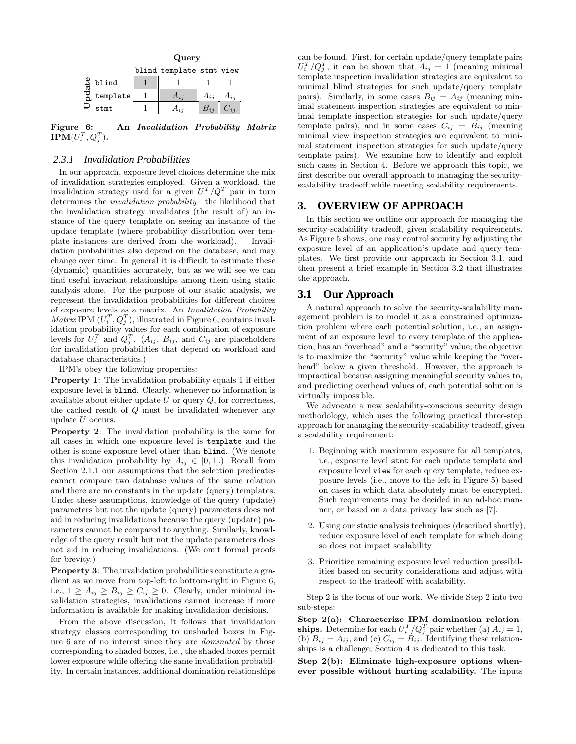| | | Query | | | |
|---|---|---|---|---|---|
| | | blind | template | stmt | view |
| Update | blind | 1 | 1 | 1 | 1 |
| | template | 1 | $A_{ij}$ | $A_{ij}$ | $A_{ij}$ |
| | stmt | 1 | $A_{ij}$ | $B_{ij}$ | $C_{ij}$ |

**Figure 6: An *Invalidation Probability Matrix* $\mathbf{IPM}(U_i^T, Q_j^T)$.**

### 2.3.1 Invalidation Probabilities

In our approach, exposure level choices determine the mix of invalidation strategies employed. Given a workload, the invalidation strategy used for a given $U^T/Q^T$ pair in turn determines the *invalidation probability*—the likelihood that the invalidation strategy invalidates (the result of) an instance of the query template on seeing an instance of the update template (where probability distribution over template instances are derived from the workload). Invalidation probabilities also depend on the database, and may change over time. In general it is difficult to estimate these (dynamic) quantities accurately, but as we will see we can find useful invariant relationships among them using static analysis alone. For the purpose of our static analysis, we represent the invalidation probabilities for different choices of exposure levels as a matrix. An *Invalidation Probability Matrix* IPM $(U_i^T, Q_j^T)$, illustrated in Figure 6, contains invalidation probability values for each combination of exposure levels for $U_i^T$ and $Q_j^T$. ($A_{ij}$, $B_{ij}$, and $C_{ij}$ are placeholders for invalidation probabilities that depend on workload and database characteristics.)

IPM's obey the following properties:

**Property 1**: The invalidation probability equals 1 if either exposure level is blind. Clearly, whenever no information is available about either update $U$ or query $Q$, for correctness, the cached result of $Q$ must be invalidated whenever any update $U$ occurs.

**Property 2**: The invalidation probability is the same for all cases in which one exposure level is template and the other is some exposure level other than blind. (We denote this invalidation probability by $A_{ij} \in [0, 1]$.) Recall from Section 2.1.1 our assumptions that the selection predicates cannot compare two database values of the same relation and there are no constants in the update (query) templates. Under these assumptions, knowledge of the query (update) parameters but not the update (query) parameters does not aid in reducing invalidations because the query (update) parameters cannot be compared to anything. Similarly, knowledge of the query result but not the update parameters does not aid in reducing invalidations. (We omit formal proofs for brevity.)

**Property 3**: The invalidation probabilities constitute a gradient as we move from top-left to bottom-right in Figure 6, i.e., $1 \geq A_{ij} \geq B_{ij} \geq C_{ij} \geq 0$. Clearly, under minimal invalidation strategies, invalidations cannot increase if more information is available for making invalidation decisions.

From the above discussion, it follows that invalidation strategy classes corresponding to unshaded boxes in Figure 6 are of no interest since they are *dominated* by those corresponding to shaded boxes, i.e., the shaded boxes permit lower exposure while offering the same invalidation probability. In certain instances, additional domination relationships can be found. First, for certain update/query template pairs $U_i^T/Q_j^T$, it can be shown that $A_{ij} = 1$ (meaning minimal template inspection invalidation strategies are equivalent to minimal blind strategies for such update/query template pairs). Similarly, in some cases $B_{ij} = A_{ij}$ (meaning minimal statement inspection strategies are equivalent to minimal template inspection strategies for such update/query template pairs), and in some cases $C_{ij} = B_{ij}$ (meaning minimal view inspection strategies are equivalent to minimal statement inspection strategies for such update/query template pairs). We examine how to identify and exploit such cases in Section 4. Before we approach this topic, we first describe our overall approach to managing the security-scalability tradeoff while meeting scalability requirements.

## 3. OVERVIEW OF APPROACH

In this section we outline our approach for managing the security-scalability tradeoff, given scalability requirements. As Figure 5 shows, one may control security by adjusting the exposure level of an application's update and query templates. We first provide our approach in Section 3.1, and then present a brief example in Section 3.2 that illustrates the approach.

### 3.1 Our Approach

A natural approach to solve the security-scalability management problem is to model it as a constrained optimization problem where each potential solution, i.e., an assignment of an exposure level to every template of the application, has an "overhead" and a "security" value; the objective is to maximize the "security" value while keeping the "overhead" below a given threshold. However, the approach is impractical because assigning meaningful security values to, and predicting overhead values of, each potential solution is virtually impossible.

We advocate a new scalability-conscious security design methodology, which uses the following practical three-step approach for managing the security-scalability tradeoff, given a scalability requirement:

1. Beginning with maximum exposure for all templates, i.e., exposure level stmt for each update template and exposure level view for each query template, reduce exposure levels (i.e., move to the left in Figure 5) based on cases in which data absolutely must be encrypted. Such requirements may be decided in an ad-hoc manner, or based on a data privacy law such as [7].

2. Using our static analysis techniques (described shortly), reduce exposure level of each template for which doing so does not impact scalability.

3. Prioritize remaining exposure level reduction possibilities based on security considerations and adjust with respect to the tradeoff with scalability.

Step 2 is the focus of our work. We divide Step 2 into two sub-steps:

**Step 2(a): Characterize IPM domination relationships.** Determine for each $U_i^T/Q_j^T$ pair whether (a) $A_{ij} = 1$, (b) $B_{ij} = A_{ij}$, and (c) $C_{ij} = B_{ij}$. Identifying these relationships is a challenge; Section 4 is dedicated to this task.

**Step 2(b): Eliminate high-exposure options whenever possible without hurting scalability.** The inputs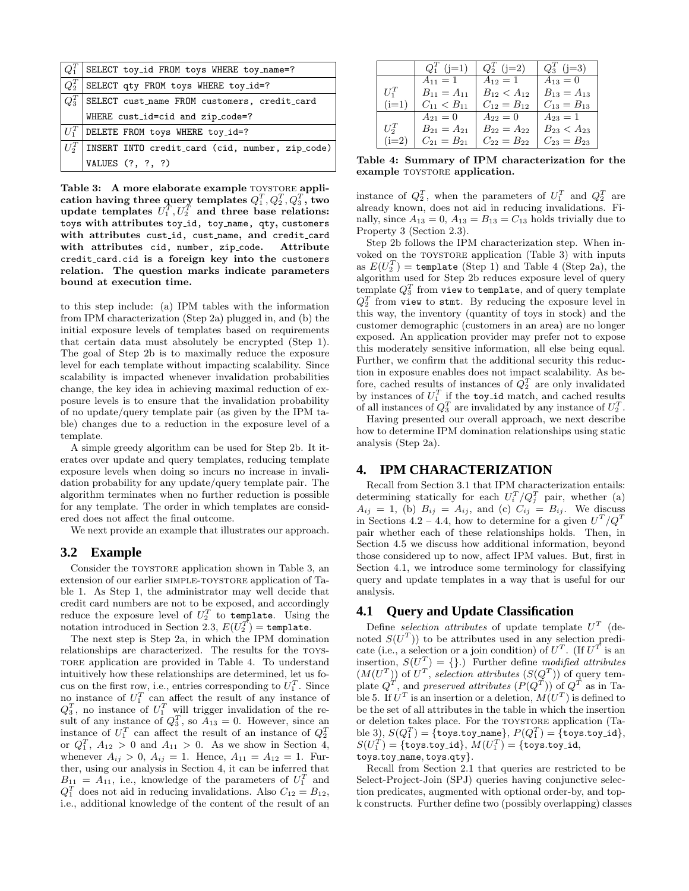| | |
|---|---|
| $Q_1^T$ | `SELECT toy_id FROM toys WHERE toy_name=?` |
| $Q_2^T$ | `SELECT qty FROM toys WHERE toy_id=?` |
| $Q_3^T$ | `SELECT cust_name FROM customers, credit_card WHERE cust_id=cid and zip_code=?` |
| $U_1^T$ | `DELETE FROM toys WHERE toy_id=?` |
| $U_2^T$ | `INSERT INTO credit_card (cid, number, zip_code) VALUES (?, ?, ?)` |

**Table 3: A more elaborate example TOYSTORE application having three query templates $Q_1^T, Q_2^T, Q_3^T$, two update templates $U_1^T, U_2^T$ and three base relations: toys with attributes toy_id, toy_name, qty, customers with attributes cust_id, cust_name, and credit_card with attributes cid, number, zip_code. Attribute credit_card.cid is a foreign key into the customers relation. The question marks indicate parameters bound at execution time.**

| | $Q_1^T$ (j=1) | $Q_2^T$ (j=2) | $Q_3^T$ (j=3) |
|---|---|---|---|
| $U_1^T$ (i=1) | $A_{11} = 1$, $B_{11} = A_{11}$, $C_{11} < B_{11}$ | $A_{12} = 1$, $B_{12} < A_{12}$, $C_{12} = B_{12}$ | $A_{13} = 0$, $B_{13} = A_{13}$, $C_{13} = B_{13}$ |
| $U_2^T$ (i=2) | $A_{21} = 0$, $B_{21} = A_{21}$, $C_{21} = B_{21}$ | $A_{22} = 0$, $B_{22} = A_{22}$, $C_{22} = B_{22}$ | $A_{23} = 1$, $B_{23} < A_{23}$, $C_{23} = B_{23}$ |

**Table 4: Summary of IPM characterization for the example TOYSTORE application.**

to this step include: (a) IPM tables with the information from IPM characterization (Step 2a) plugged in, and (b) the initial exposure levels of templates based on requirements that certain data must absolutely be encrypted (Step 1). The goal of Step 2b is to maximally reduce the exposure level for each template without impacting scalability. Since scalability is impacted whenever invalidation probabilities change, the key idea in achieving maximal reduction of exposure levels is to ensure that the invalidation probability of no update/query template pair (as given by the IPM table) changes due to a reduction in the exposure level of a template.

A simple greedy algorithm can be used for Step 2b. It iterates over update and query templates, reducing template exposure levels when doing so incurs no increase in invalidation probability for any update/query template pair. The algorithm terminates when no further reduction is possible for any template. The order in which templates are considered does not affect the final outcome.

We next provide an example that illustrates our approach.

## 3.2 Example

Consider the TOYSTORE application shown in Table 3, an extension of our earlier SIMPLE-TOYSTORE application of Table 1. As Step 1, the administrator may well decide that credit card numbers are not to be exposed, and accordingly reduce the exposure level of $U_2^T$ to `template`. Using the notation introduced in Section 2.3, $E(U_2^T) =$ `template`.

The next step is Step 2a, in which the IPM domination relationships are characterized. The results for the TOYSTORE application are provided in Table 4. To understand intuitively how these relationships are determined, let us focus on the first row, i.e., entries corresponding to $U_1^T$. Since no instance of $U_1^T$ can affect the result of any instance of $Q_3^T$, no instance of $U_1^T$ will trigger invalidation of the result of any instance of $Q_3^T$, so $A_{13} = 0$. However, since an instance of $U_1^T$ can affect the result of an instance of $Q_2^T$ or $Q_1^T$, $A_{12} > 0$ and $A_{11} > 0$. As we show in Section 4, whenever $A_{ij} > 0$, $A_{ij} = 1$. Hence, $A_{11} = A_{12} = 1$. Further, using our analysis in Section 4, it can be inferred that $B_{11} = A_{11}$, i.e., knowledge of the parameters of $U_1^T$ and $Q_1^T$ does not aid in reducing invalidations. Also $C_{12} = B_{12}$, i.e., additional knowledge of the content of the result of an instance of $Q_2^T$, when the parameters of $U_1^T$ and $Q_2^T$ are already known, does not aid in reducing invalidations. Finally, since $A_{13} = 0$, $A_{13} = B_{13} = C_{13}$ holds trivially due to Property 3 (Section 2.3).

Step 2b follows the IPM characterization step. When invoked on the TOYSTORE application (Table 3) with inputs as $E(U_2^T) =$ `template` (Step 1) and Table 4 (Step 2a), the algorithm used for Step 2b reduces exposure level of query template $Q_3^T$ from `view` to `template`, and of query template $Q_2^T$ from `view` to `stmt`. By reducing the exposure level in this way, the inventory (quantity of toys in stock) and the customer demographic (customers in an area) are no longer exposed. An application provider may prefer not to expose this moderately sensitive information, all else being equal. Further, we confirm that the additional security this reduction in exposure enables does not impact scalability. As before, cached results of instances of $Q_2^T$ are only invalidated by instances of $U_1^T$ if the `toy_id` match, and cached results of all instances of $Q_3^T$ are invalidated by any instance of $U_2^T$.

Having presented our overall approach, we next describe how to determine IPM domination relationships using static analysis (Step 2a).

# 4. IPM CHARACTERIZATION

Recall from Section 3.1 that IPM characterization entails: determining statically for each $U_i^T/Q_j^T$ pair, whether (a) $A_{ij} = 1$, (b) $B_{ij} = A_{ij}$, and (c) $C_{ij} = B_{ij}$. We discuss in Sections 4.2 – 4.4, how to determine for a given $U^T/Q^T$ pair whether each of these relationships holds. Then, in Section 4.5 we discuss how additional information, beyond those considered up to now, affect IPM values. But, first in Section 4.1, we introduce some terminology for classifying query and update templates in a way that is useful for our analysis.

## 4.1 Query and Update Classification

Define *selection attributes* of update template $U^T$ (denoted $S(U^T)$) to be attributes used in any selection predicate (i.e., a selection or a join condition) of $U^T$. (If $U^T$ is an insertion, $S(U^T) = \{\}$.) Further define *modified attributes* ($M(U^T)$) of $U^T$, *selection attributes* ($S(Q^T)$) of query template $Q^T$, and *preserved attributes* ($P(Q^T)$) of $Q^T$ as in Table 5. If $U^T$ is an insertion or a deletion, $M(U^T)$ is defined to be the set of all attributes in the table in which the insertion or deletion takes place. For the TOYSTORE application (Table 3), $S(Q_1^T) = \{$`toys.toy_name`$\}$, $P(Q_1^T) = \{$`toys.toy_id`$\}$, $S(U_1^T) = \{$`toys.toy_id`$\}$, $M(U_1^T) = \{$`toys.toy_id`, `toys.toy_name`, `toys.qty`$\}$.

Recall from Section 2.1 that queries are restricted to be Select-Project-Join (SPJ) queries having conjunctive selection predicates, augmented with optional order-by, and top-k constructs. Further define two (possibly overlapping) classes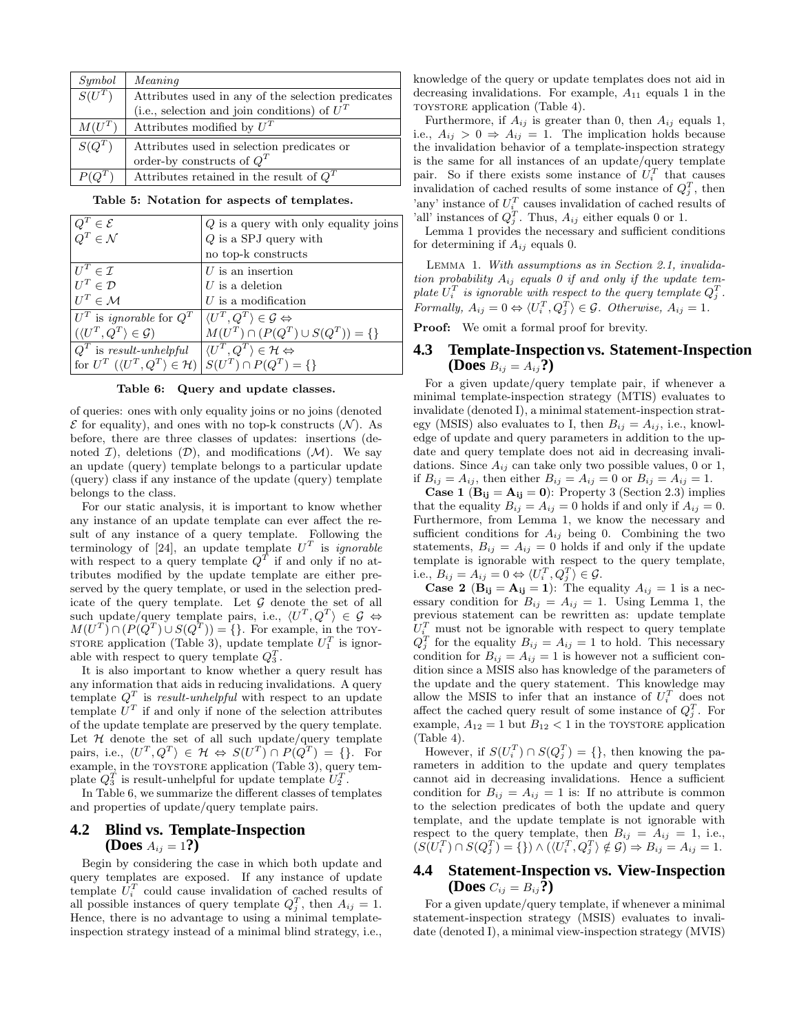| *Symbol* | *Meaning* |
|---|---|
| $S(U^T)$ | Attributes used in any of the selection predicates (i.e., selection and join conditions) of $U^T$ |
| $M(U^T)$ | Attributes modified by $U^T$ |
| $S(Q^T)$ | Attributes used in selection predicates or order-by constructs of $Q^T$ |
| $P(Q^T)$ | Attributes retained in the result of $Q^T$ |

**Table 5: Notation for aspects of templates.**

| | |
|---|---|
| $Q^T \in \mathcal{E}$ | $Q$ is a query with only equality joins |
| $Q^T \in \mathcal{N}$ | $Q$ is a SPJ query with no top-k constructs |
| $U^T \in \mathcal{I}$ | $U$ is an insertion |
| $U^T \in \mathcal{D}$ | $U$ is a deletion |
| $U^T \in \mathcal{M}$ | $U$ is a modification |
| $U^T$ is *ignorable* for $Q^T$ ($\langle U^T, Q^T\rangle \in \mathcal{G}$) | $\langle U^T, Q^T\rangle \in \mathcal{G} \Leftrightarrow M(U^T) \cap (P(Q^T) \cup S(Q^T)) = \{\}$ |
| $Q^T$ is *result-unhelpful* for $U^T$ ($\langle U^T, Q^T\rangle \in \mathcal{H}$) | $\langle U^T, Q^T\rangle \in \mathcal{H} \Leftrightarrow S(U^T) \cap P(Q^T) = \{\}$ |

**Table 6: Query and update classes.**

of queries: ones with only equality joins or no joins (denoted $\mathcal{E}$ for equality), and ones with no top-k constructs ($\mathcal{N}$). As before, there are three classes of updates: insertions (denoted $\mathcal{I}$), deletions ($\mathcal{D}$), and modifications ($\mathcal{M}$). We say an update (query) template belongs to a particular update (query) class if any instance of the update (query) template belongs to the class.

For our static analysis, it is important to know whether any instance of an update template can ever affect the result of any instance of a query template. Following the terminology of [24], an update template $U^T$ is *ignorable* with respect to a query template $Q^T$ if and only if no attributes modified by the update template are either preserved by the query template, or used in the selection predicate of the query template. Let $\mathcal{G}$ denote the set of all such update/query template pairs, i.e., $\langle U^T, Q^T\rangle \in \mathcal{G} \Leftrightarrow M(U^T) \cap (P(Q^T) \cup S(Q^T)) = \{\}$. For example, in the TOYSTORE application (Table 3), update template $U_1^T$ is ignorable with respect to query template $Q_3^T$.

It is also important to know whether a query result has any information that aids in reducing invalidations. A query template $Q^T$ is *result-unhelpful* with respect to an update template $U^T$ if and only if none of the selection attributes of the update template are preserved by the query template. Let $\mathcal{H}$ denote the set of all such update/query template pairs, i.e., $\langle U^T, Q^T\rangle \in \mathcal{H} \Leftrightarrow S(U^T) \cap P(Q^T) = \{\}$. For example, in the TOYSTORE application (Table 3), query template $Q_3^T$ is result-unhelpful for update template $U_2^T$.

In Table 6, we summarize the different classes of templates and properties of update/query template pairs.

## 4.2 Blind vs. Template-Inspection (Does $A_{ij} = 1$?)

Begin by considering the case in which both update and query templates are exposed. If any instance of update template $U_i^T$ could cause invalidation of cached results of all possible instances of query template $Q_j^T$, then $A_{ij} = 1$. Hence, there is no advantage to using a minimal template-inspection strategy instead of a minimal blind strategy, i.e., knowledge of the query or update templates does not aid in decreasing invalidations. For example, $A_{11}$ equals 1 in the TOYSTORE application (Table 4).

Furthermore, if $A_{ij}$ is greater than 0, then $A_{ij}$ equals 1, i.e., $A_{ij} > 0 \Rightarrow A_{ij} = 1$. The implication holds because the invalidation behavior of a template-inspection strategy is the same for all instances of an update/query template pair. So if there exists some instance of $U_i^T$ that causes invalidation of cached results of some instance of $Q_j^T$, then 'any' instance of $U_i^T$ causes invalidation of cached results of 'all' instances of $Q_j^T$. Thus, $A_{ij}$ either equals 0 or 1.

Lemma 1 provides the necessary and sufficient conditions for determining if $A_{ij}$ equals 0.

LEMMA 1. *With assumptions as in Section 2.1, invalidation probability $A_{ij}$ equals 0 if and only if the update template $U_i^T$ is ignorable with respect to the query template $Q_j^T$. Formally, $A_{ij} = 0 \Leftrightarrow \langle U_i^T, Q_j^T\rangle \in \mathcal{G}$. Otherwise, $A_{ij} = 1$.*

**Proof:** We omit a formal proof for brevity.

## 4.3 Template-Inspection vs. Statement-Inspection (Does $B_{ij} = A_{ij}$?)

For a given update/query template pair, if whenever a minimal template-inspection strategy (MTIS) evaluates to invalidate (denoted I), a minimal statement-inspection strategy (MSIS) also evaluates to I, then $B_{ij} = A_{ij}$, i.e., knowledge of update and query parameters in addition to the update and query template does not aid in decreasing invalidations. Since $A_{ij}$ can take only two possible values, 0 or 1, if $B_{ij} = A_{ij}$, then either $B_{ij} = A_{ij} = 0$ or $B_{ij} = A_{ij} = 1$.

**Case 1 ($\mathbf{B_{ij} = A_{ij} = 0}$):** Property 3 (Section 2.3) implies that the equality $B_{ij} = A_{ij} = 0$ holds if and only if $A_{ij} = 0$. Furthermore, from Lemma 1, we know the necessary and sufficient conditions for $A_{ij}$ being 0. Combining the two statements, $B_{ij} = A_{ij} = 0$ holds if and only if the update template is ignorable with respect to the query template, i.e., $B_{ij} = A_{ij} = 0 \Leftrightarrow \langle U_i^T, Q_j^T\rangle \in \mathcal{G}$.

**Case 2 ($\mathbf{B_{ij} = A_{ij} = 1}$):** The equality $A_{ij} = 1$ is a necessary condition for $B_{ij} = A_{ij} = 1$. Using Lemma 1, the previous statement can be rewritten as: update template $U_i^T$ must not be ignorable with respect to query template $Q_j^T$ for the equality $B_{ij} = A_{ij} = 1$ to hold. This necessary condition for $B_{ij} = A_{ij} = 1$ is however not a sufficient condition since a MSIS also has knowledge of the parameters of the update and the query statement. This knowledge may allow the MSIS to infer that an instance of $U_i^T$ does not affect the cached query result of some instance of $Q_j^T$. For example, $A_{12} = 1$ but $B_{12} < 1$ in the TOYSTORE application (Table 4).

However, if $S(U_i^T) \cap S(Q_j^T) = \{\}$, then knowing the parameters in addition to the update and query templates cannot aid in decreasing invalidations. Hence a sufficient condition for $B_{ij} = A_{ij} = 1$ is: If no attribute is common to the selection predicates of both the update and query template, and the update template is not ignorable with respect to the query template, then $B_{ij} = A_{ij} = 1$, i.e., $(S(U_i^T) \cap S(Q_j^T) = \{\}) \wedge (\langle U_i^T, Q_j^T\rangle \notin \mathcal{G}) \Rightarrow B_{ij} = A_{ij} = 1$.

## 4.4 Statement-Inspection vs. View-Inspection (Does $C_{ij} = B_{ij}$?)

For a given update/query template, if whenever a minimal statement-inspection strategy (MSIS) evaluates to invalidate (denoted I), a minimal view-inspection strategy (MVIS)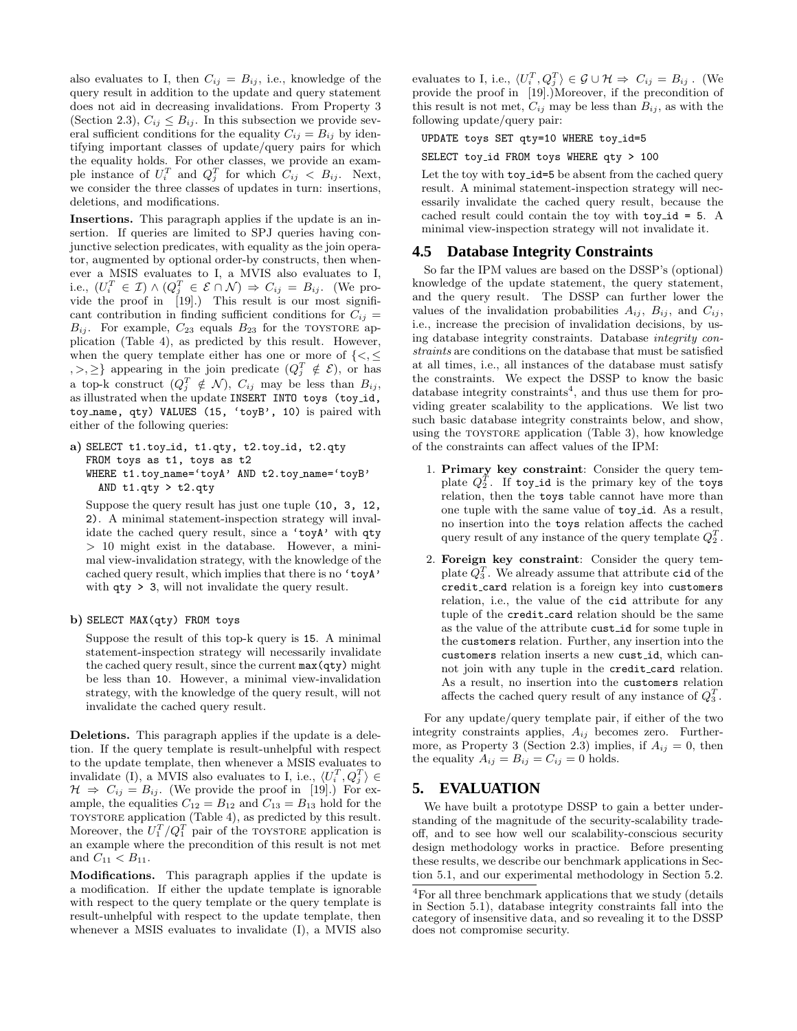also evaluates to I, then $C_{ij} = B_{ij}$, i.e., knowledge of the query result in addition to the update and query statement does not aid in decreasing invalidations. From Property 3 (Section 2.3), $C_{ij} \le B_{ij}$. In this subsection we provide several sufficient conditions for the equality $C_{ij} = B_{ij}$ by identifying important classes of update/query pairs for which the equality holds. For other classes, we provide an example instance of $U_i^T$ and $Q_j^T$ for which $C_{ij} < B_{ij}$. Next, we consider the three classes of updates in turn: insertions, deletions, and modifications.

**Insertions.** This paragraph applies if the update is an insertion. If queries are limited to SPJ queries having conjunctive selection predicates, with equality as the join operator, augmented by optional order-by constructs, then whenever a MSIS evaluates to I, a MVIS also evaluates to I, i.e., $(U_i^T \in \mathcal{I}) \wedge (Q_j^T \in \mathcal{E} \cap \mathcal{N}) \Rightarrow C_{ij} = B_{ij}$. (We provide the proof in [19].) This result is our most significant contribution in finding sufficient conditions for $C_{ij} = B_{ij}$. For example, $C_{23}$ equals $B_{23}$ for the TOYSTORE application (Table 4), as predicted by this result. However, when the query template either has one or more of $\{<, \le, >, \ge\}$ appearing in the join predicate ($Q_j^T \notin \mathcal{E}$), or has a top-k construct ($Q_j^T \notin \mathcal{N}$), $C_{ij}$ may be less than $B_{ij}$, as illustrated when the update `INSERT INTO toys (toy_id, toy_name, qty) VALUES (15, 'toyB', 10)` is paired with either of the following queries:

**a)**
```
SELECT t1.toy_id, t1.qty, t2.toy_id, t2.qty
FROM toys as t1, toys as t2
WHERE t1.toy_name='toyA' AND t2.toy_name='toyB'
  AND t1.qty > t2.qty
```

Suppose the query result has just one tuple `(10, 3, 12, 2)`. A minimal statement-inspection strategy will invalidate the cached query result, since a `'toyA'` with `qty` > 10 might exist in the database. However, a minimal view-invalidation strategy, with the knowledge of the cached query result, which implies that there is no `'toyA'` with `qty > 3`, will not invalidate the query result.

**b)**
```
SELECT MAX(qty) FROM toys
```

Suppose the result of this top-k query is `15`. A minimal statement-inspection strategy will necessarily invalidate the cached query result, since the current `max(qty)` might be less than `10`. However, a minimal view-invalidation strategy, with the knowledge of the query result, will not invalidate the cached query result.

**Deletions.** This paragraph applies if the update is a deletion. If the query template is result-unhelpful with respect to the update template, then whenever a MSIS evaluates to invalidate (I), a MVIS also evaluates to I, $\langle U_i^T, Q_j^T \rangle \in \mathcal{H} \Rightarrow C_{ij} = B_{ij}$. (We provide the proof in [19].) For example, the equalities $C_{12} = B_{12}$ and $C_{13} = B_{13}$ hold for the TOYSTORE application (Table 4), as predicted by this result. Moreover, the $U_1^T/Q_1^T$ pair of the TOYSTORE application is an example where the precondition of this result is not met and $C_{11} < B_{11}$.

**Modifications.** This paragraph applies if the update is a modification. If either the update template is ignorable with respect to the query template or the query template is result-unhelpful with respect to the update template, then whenever a MSIS evaluates to invalidate (I), a MVIS also evaluates to I, i.e., $\langle U_i^T, Q_j^T \rangle \in \mathcal{G} \cup \mathcal{H} \Rightarrow C_{ij} = B_{ij}$. (We provide the proof in [19].)Moreover, if the precondition of this result is not met, $C_{ij}$ may be less than $B_{ij}$, as with the following update/query pair:

```
UPDATE toys SET qty=10 WHERE toy_id=5
```

```
SELECT toy_id FROM toys WHERE qty > 100
```

Let the toy with `toy_id=5` be absent from the cached query result. A minimal statement-inspection strategy will necessarily invalidate the cached query result, because the cached result could contain the toy with `toy_id = 5`. A minimal view-inspection strategy will not invalidate it.

## 4.5 Database Integrity Constraints

So far the IPM values are based on the DSSP's (optional) knowledge of the update statement, the query statement, and the query result. The DSSP can further lower the values of the invalidation probabilities $A_{ij}$, $B_{ij}$, and $C_{ij}$, i.e., increase the precision of invalidation decisions, by using database integrity constraints. Database *integrity constraints* are conditions on the database that must be satisfied at all times, i.e., all instances of the database must satisfy the constraints. We expect the DSSP to know the basic database integrity constraints[4], and thus use them for providing greater scalability to the applications. We list two such basic database integrity constraints below, and show, using the TOYSTORE application (Table 3), how knowledge of the constraints can affect values of the IPM:

1. **Primary key constraint**: Consider the query template $Q_2^T$. If `toy_id` is the primary key of the `toys` relation, then the `toys` table cannot have more than one tuple with the same value of `toy_id`. As a result, no insertion into the `toys` relation affects the cached query result of any instance of the query template $Q_2^T$.

2. **Foreign key constraint**: Consider the query template $Q_3^T$. We already assume that attribute `cid` of the `credit_card` relation is a foreign key into `customers` relation, i.e., the value of the `cid` attribute for any tuple of the `credit_card` relation should be the same as the value of the attribute `cust_id` for some tuple in the `customers` relation. Further, any insertion into the `customers` relation inserts a new `cust_id`, which cannot join with any tuple in the `credit_card` relation. As a result, no insertion into the `customers` relation affects the cached query result of any instance of $Q_3^T$.

For any update/query template pair, if either of the two integrity constraints applies, $A_{ij}$ becomes zero. Furthermore, as Property 3 (Section 2.3) implies, if $A_{ij} = 0$, then the equality $A_{ij} = B_{ij} = C_{ij} = 0$ holds.

# 5. EVALUATION

We have built a prototype DSSP to gain a better understanding of the magnitude of the security-scalability tradeoff, and to see how well our scalability-conscious security design methodology works in practice. Before presenting these results, we describe our benchmark applications in Section 5.1, and our experimental methodology in Section 5.2.

[4] For all three benchmark applications that we study (details in Section 5.1), database integrity constraints fall into the category of insensitive data, and so revealing it to the DSSP does not compromise security.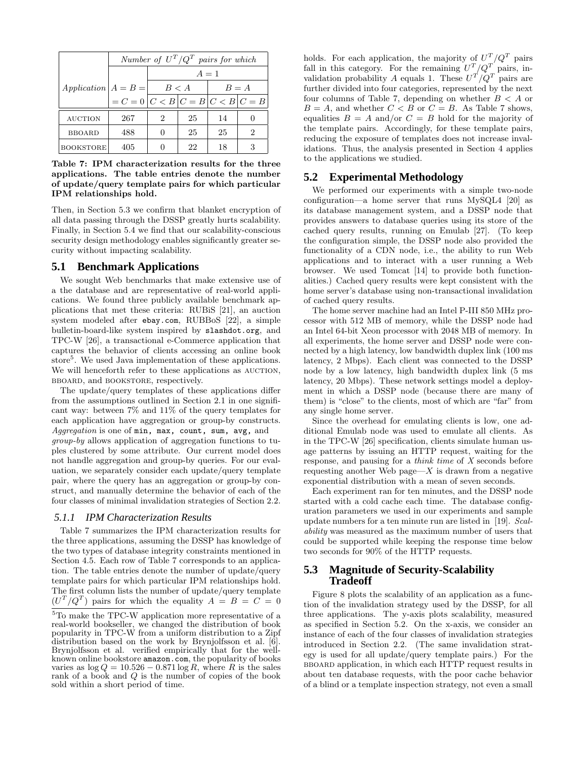| *Application* | *Number of $U^T/Q^T$ pairs for which* | | | | |
|---|---|---|---|---|---|
| | $A = B =$ | $A = 1$ | | | |
| | | $B < A$ | | $B = A$ | |
| | $= C = 0$ | $C < B$ | $C = B$ | $C < B$ | $C = B$ |
| AUCTION | 267 | 2 | 25 | 14 | 0 |
| BBOARD | 488 | 0 | 25 | 25 | 2 |
| BOOKSTORE | 405 | 0 | 22 | 18 | 3 |

**Table 7: IPM characterization results for the three applications. The table entries denote the number of update/query template pairs for which particular IPM relationships hold.**

Then, in Section 5.3 we confirm that blanket encryption of all data passing through the DSSP greatly hurts scalability. Finally, in Section 5.4 we find that our scalability-conscious security design methodology enables significantly greater security without impacting scalability.

## 5.1 Benchmark Applications

We sought Web benchmarks that make extensive use of a the database and are representative of real-world applications. We found three publicly available benchmark applications that met these criteria: RUBiS [21], an auction system modeled after `ebay.com`, RUBBoS [22], a simple bulletin-board-like system inspired by `slashdot.org`, and TPC-W [26], a transactional e-Commerce application that captures the behavior of clients accessing an online book store[5]. We used Java implementation of these applications. We will henceforth refer to these applications as AUCTION, BBOARD, and BOOKSTORE, respectively.

The update/query templates of these applications differ from the assumptions outlined in Section 2.1 in one significant way: between 7% and 11% of the query templates for each application have aggregation or group-by constructs. *Aggregation* is one of `min, max, count, sum, avg,` and *group-by* allows application of aggregation functions to tuples clustered by some attribute. Our current model does not handle aggregation and group-by queries. For our evaluation, we separately consider each update/query template pair, where the query has an aggregation or group-by construct, and manually determine the behavior of each of the four classes of minimal invalidation strategies of Section 2.2.

### 5.1.1 IPM Characterization Results

Table 7 summarizes the IPM characterization results for the three applications, assuming the DSSP has knowledge of the two types of database integrity constraints mentioned in Section 4.5. Each row of Table 7 corresponds to an application. The table entries denote the number of update/query template pairs for which particular IPM relationships hold. The first column lists the number of update/query template ($U^T/Q^T$) pairs for which the equality $A = B = C = 0$ holds. For each application, the majority of $U^T/Q^T$ pairs fall in this category. For the remaining $U^T/Q^T$ pairs, invalidation probability $A$ equals 1. These $U^T/Q^T$ pairs are further divided into four categories, represented by the next four columns of Table 7, depending on whether $B < A$ or $B = A$, and whether $C < B$ or $C = B$. As Table 7 shows, equalities $B = A$ and/or $C = B$ hold for the majority of the template pairs. Accordingly, for these template pairs, reducing the exposure of templates does not increase invalidations. Thus, the analysis presented in Section 4 applies to the applications we studied.

## 5.2 Experimental Methodology

We performed our experiments with a simple two-node configuration—a home server that runs MySQL4 [20] as its database management system, and a DSSP node that provides answers to database queries using its store of the cached query results, running on Emulab [27]. (To keep the configuration simple, the DSSP node also provided the functionality of a CDN node, i.e., the ability to run Web applications and to interact with a user running a Web browser. We used Tomcat [14] to provide both functionalities.) Cached query results were kept consistent with the home server's database using non-transactional invalidation of cached query results.

The home server machine had an Intel P-III 850 MHz processor with 512 MB of memory, while the DSSP node had an Intel 64-bit Xeon processor with 2048 MB of memory. In all experiments, the home server and DSSP node were connected by a high latency, low bandwidth duplex link (100 ms latency, 2 Mbps). Each client was connected to the DSSP node by a low latency, high bandwidth duplex link (5 ms latency, 20 Mbps). These network settings model a deployment in which a DSSP node (because there are many of them) is "close" to the clients, most of which are "far" from any single home server.

Since the overhead for emulating clients is low, one additional Emulab node was used to emulate all clients. As in the TPC-W [26] specification, clients simulate human usage patterns by issuing an HTTP request, waiting for the response, and pausing for a *think time* of $X$ seconds before requesting another Web page—$X$ is drawn from a negative exponential distribution with a mean of seven seconds.

Each experiment ran for ten minutes, and the DSSP node started with a cold cache each time. The database configuration parameters we used in our experiments and sample update numbers for a ten minute run are listed in [19]. *Scalability* was measured as the maximum number of users that could be supported while keeping the response time below two seconds for 90% of the HTTP requests.

## 5.3 Magnitude of Security-Scalability Tradeoff

Figure 8 plots the scalability of an application as a function of the invalidation strategy used by the DSSP, for all three applications. The y-axis plots scalability, measured as specified in Section 5.2. On the x-axis, we consider an instance of each of the four classes of invalidation strategies introduced in Section 2.2. (The same invalidation strategy is used for all update/query template pairs.) For the BBOARD application, in which each HTTP request results in about ten database requests, with the poor cache behavior of a blind or a template inspection strategy, not even a small

[5] To make the TPC-W application more representative of a real-world bookseller, we changed the distribution of book popularity in TPC-W from a uniform distribution to a Zipf distribution based on the work by Brynjolfsson et al. [6]. Brynjolfsson et al. verified empirically that for the well-known online bookstore `amazon.com`, the popularity of books varies as $\log Q = 10.526 - 0.871 \log R$, where $R$ is the sales rank of a book and $Q$ is the number of copies of the book sold within a short period of time.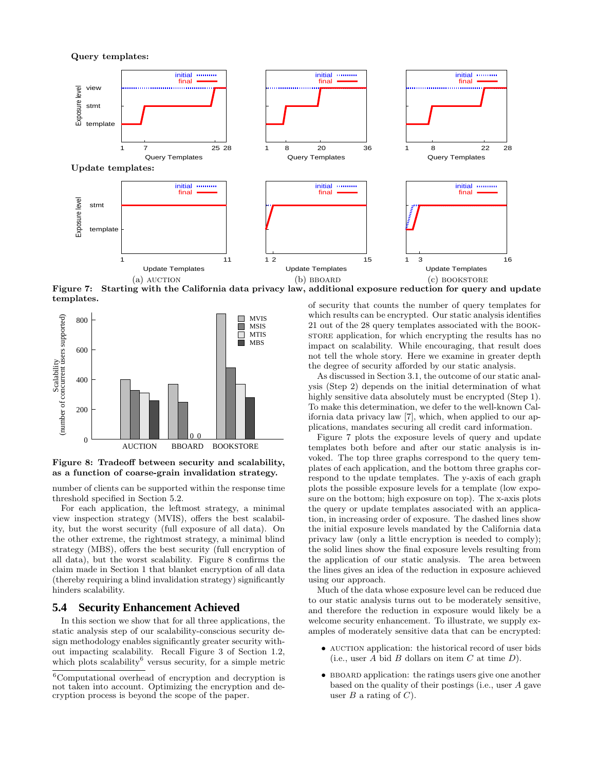**Figure 7: Starting with the California data privacy law, additional exposure reduction for query and update templates.**

**Figure 8: Tradeoff between security and scalability, as a function of coarse-grain invalidation strategy.**

number of clients can be supported within the response time threshold specified in Section 5.2.

For each application, the leftmost strategy, a minimal view inspection strategy (MVIS), offers the best scalability, but the worst security (full exposure of all data). On the other extreme, the rightmost strategy, a minimal blind strategy (MBS), offers the best security (full encryption of all data), but the worst scalability. Figure 8 confirms the claim made in Section 1 that blanket encryption of all data (thereby requiring a blind invalidation strategy) significantly hinders scalability.

## 5.4 Security Enhancement Achieved

In this section we show that for all three applications, the static analysis step of our scalability-conscious security design methodology enables significantly greater security without impacting scalability. Recall Figure 3 of Section 1.2, which plots scalability[6] versus security, for a simple metric of security that counts the number of query templates for which results can be encrypted. Our static analysis identifies 21 out of the 28 query templates associated with the BOOKSTORE application, for which encrypting the results has no impact on scalability. While encouraging, that result does not tell the whole story. Here we examine in greater depth the degree of security afforded by our static analysis.

As discussed in Section 3.1, the outcome of our static analysis (Step 2) depends on the initial determination of what highly sensitive data absolutely must be encrypted (Step 1). To make this determination, we defer to the well-known California data privacy law [7], which, when applied to our applications, mandates securing all credit card information.

Figure 7 plots the exposure levels of query and update templates both before and after our static analysis is invoked. The top three graphs correspond to the query templates of each application, and the bottom three graphs correspond to the update templates. The y-axis of each graph plots the possible exposure levels for a template (low exposure on the bottom; high exposure on top). The x-axis plots the query or update templates associated with an application, in increasing order of exposure. The dashed lines show the initial exposure levels mandated by the California data privacy law (only a little encryption is needed to comply); the solid lines show the final exposure levels resulting from the application of our static analysis. The area between the lines gives an idea of the reduction in exposure achieved using our approach.

Much of the data whose exposure level can be reduced due to our static analysis turns out to be moderately sensitive, and therefore the reduction in exposure would likely be a welcome security enhancement. To illustrate, we supply examples of moderately sensitive data that can be encrypted:

- AUCTION application: the historical record of user bids (i.e., user $A$ bid $B$ dollars on item $C$ at time $D$).
- BBOARD application: the ratings users give one another based on the quality of their postings (i.e., user $A$ gave user $B$ a rating of $C$).

[6] Computational overhead of encryption and decryption is not taken into account. Optimizing the encryption and decryption process is beyond the scope of the paper.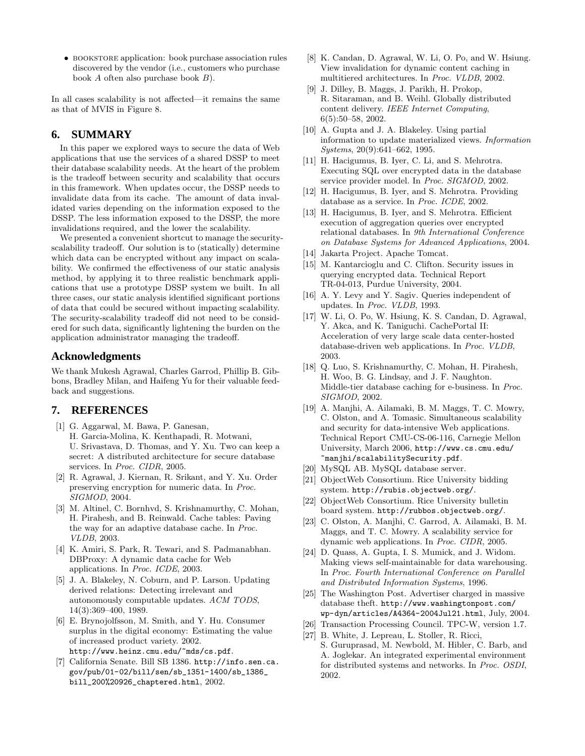- BOOKSTORE application: book purchase association rules discovered by the vendor (i.e., customers who purchase book $A$ often also purchase book $B$).

In all cases scalability is not affected—it remains the same as that of MVIS in Figure 8.

## 6. SUMMARY

In this paper we explored ways to secure the data of Web applications that use the services of a shared DSSP to meet their database scalability needs. At the heart of the problem is the tradeoff between security and scalability that occurs in this framework. When updates occur, the DSSP needs to invalidate data from its cache. The amount of data invalidated varies depending on the information exposed to the DSSP. The less information exposed to the DSSP, the more invalidations required, and the lower the scalability.

We presented a convenient shortcut to manage the security-scalability tradeoff. Our solution is to (statically) determine which data can be encrypted without any impact on scalability. We confirmed the effectiveness of our static analysis method, by applying it to three realistic benchmark applications that use a prototype DSSP system we built. In all three cases, our static analysis identified significant portions of data that could be secured without impacting scalability. The security-scalability tradeoff did not need to be considered for such data, significantly lightening the burden on the application administrator managing the tradeoff.

## Acknowledgments

We thank Mukesh Agrawal, Charles Garrod, Phillip B. Gibbons, Bradley Milan, and Haifeng Yu for their valuable feedback and suggestions.

## 7. REFERENCES

[1] G. Aggarwal, M. Bawa, P. Ganesan, H. Garcia-Molina, K. Kenthapadi, R. Motwani, U. Srivastava, D. Thomas, and Y. Xu. Two can keep a secret: A distributed architecture for secure database services. In *Proc. CIDR*, 2005.

[2] R. Agrawal, J. Kiernan, R. Srikant, and Y. Xu. Order preserving encryption for numeric data. In *Proc. SIGMOD*, 2004.

[3] M. Altinel, C. Bornhvd, S. Krishnamurthy, C. Mohan, H. Pirahesh, and B. Reinwald. Cache tables: Paving the way for an adaptive database cache. In *Proc. VLDB*, 2003.

[4] K. Amiri, S. Park, R. Tewari, and S. Padmanabhan. DBProxy: A dynamic data cache for Web applications. In *Proc. ICDE*, 2003.

[5] J. A. Blakeley, N. Coburn, and P. Larson. Updating derived relations: Detecting irrelevant and autonomously computable updates. *ACM TODS*, 14(3):369–400, 1989.

[6] E. Brynojolfsson, M. Smith, and Y. Hu. Consumer surplus in the digital economy: Estimating the value of increased product variety. 2002. http://www.heinz.cmu.edu/~mds/cs.pdf.

[7] California Senate. Bill SB 1386. http://info.sen.ca.gov/pub/01-02/bill/sen/sb_1351-1400/sb_1386_bill_200%20926_chaptered.html, 2002.

[8] K. Candan, D. Agrawal, W. Li, O. Po, and W. Hsiung. View invalidation for dynamic content caching in multitiered architectures. In *Proc. VLDB*, 2002.

[9] J. Dilley, B. Maggs, J. Parikh, H. Prokop, R. Sitaraman, and B. Weihl. Globally distributed content delivery. *IEEE Internet Computing*, 6(5):50–58, 2002.

[10] A. Gupta and J. A. Blakeley. Using partial information to update materialized views. *Information Systems*, 20(9):641–662, 1995.

[11] H. Hacigumus, B. Iyer, C. Li, and S. Mehrotra. Executing SQL over encrypted data in the database service provider model. In *Proc. SIGMOD*, 2002.

[12] H. Hacigumus, B. Iyer, and S. Mehrotra. Providing database as a service. In *Proc. ICDE*, 2002.

[13] H. Hacigumus, B. Iyer, and S. Mehrotra. Efficient execution of aggregation queries over encrypted relational databases. In *9th International Conference on Database Systems for Advanced Applications*, 2004.

[14] Jakarta Project. Apache Tomcat.

[15] M. Kantarcioglu and C. Clifton. Security issues in querying encrypted data. Technical Report TR-04-013, Purdue University, 2004.

[16] A. Y. Levy and Y. Sagiv. Queries independent of updates. In *Proc. VLDB*, 1993.

[17] W. Li, O. Po, W. Hsiung, K. S. Candan, D. Agrawal, Y. Akca, and K. Taniguchi. CachePortal II: Acceleration of very large scale data center-hosted database-driven web applications. In *Proc. VLDB*, 2003.

[18] Q. Luo, S. Krishnamurthy, C. Mohan, H. Pirahesh, H. Woo, B. G. Lindsay, and J. F. Naughton. Middle-tier database caching for e-business. In *Proc. SIGMOD*, 2002.

[19] A. Manjhi, A. Ailamaki, B. M. Maggs, T. C. Mowry, C. Olston, and A. Tomasic. Simultaneous scalability and security for data-intensive Web applications. Technical Report CMU-CS-06-116, Carnegie Mellon University, March 2006, http://www.cs.cmu.edu/~manjhi/scalabilitySecurity.pdf.

[20] MySQL AB. MySQL database server.

[21] ObjectWeb Consortium. Rice University bidding system. http://rubis.objectweb.org/.

[22] ObjectWeb Consortium. Rice University bulletin board system. http://rubbos.objectweb.org/.

[23] C. Olston, A. Manjhi, C. Garrod, A. Ailamaki, B. M. Maggs, and T. C. Mowry. A scalability service for dynamic web applications. In *Proc. CIDR*, 2005.

[24] D. Quass, A. Gupta, I. S. Mumick, and J. Widom. Making views self-maintainable for data warehousing. In *Proc. Fourth International Conference on Parallel and Distributed Information Systems*, 1996.

[25] The Washington Post. Advertiser charged in massive database theft. http://www.washingtonpost.com/wp-dyn/articles/A4364-2004Jul21.html, July, 2004.

[26] Transaction Processing Council. TPC-W, version 1.7.

[27] B. White, J. Lepreau, L. Stoller, R. Ricci, S. Guruprasad, M. Newbold, M. Hibler, C. Barb, and A. Joglekar. An integrated experimental environment for distributed systems and networks. In *Proc. OSDI*, 2002.